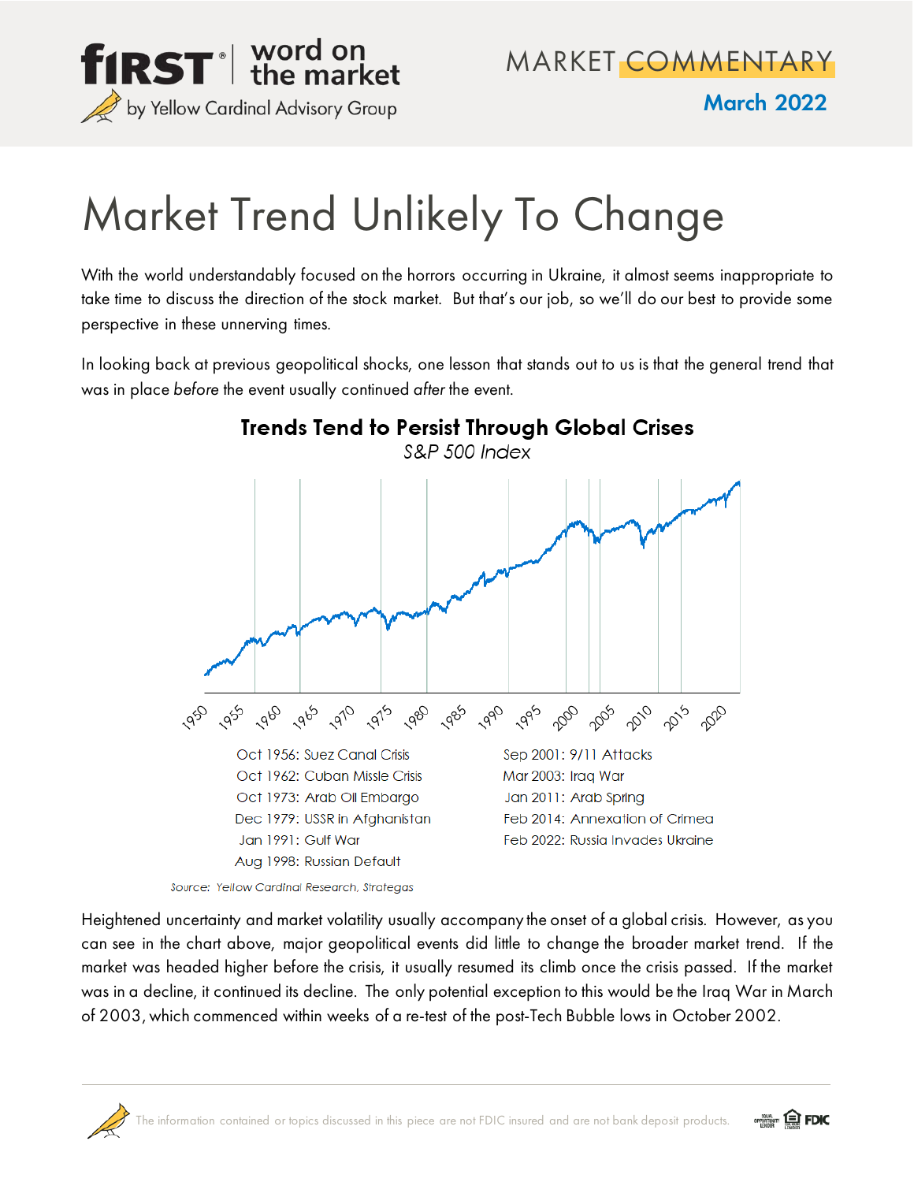# Market Trend Unlikely To Change

With the world understandably focused on the horrors occurring in Ukraine, it almost seems inappropriate to take time to discuss the direction of the stock market. But that's our job, so we'll do our best to provide some perspective in these unnerving times.

In looking back at previous geopolitical shocks, one lesson that stands out to us is that the general trend that was in place *before* the event usually continued *after* the event.

**Trends Tend to Persist Through Global Crises**

*S&P 500 Index*

Oct 1956: Suez Canal Crisis
Oct 1962: Cuban Missle Crisis
Oct 1973: Arab Oil Embargo
Dec 1979: USSR in Afghanistan
Jan 1991: Gulf War
Aug 1998: Russian Default
Sep 2001: 9/11 Attacks
Mar 2003: Iraq War
Jan 2011: Arab Spring
Feb 2014: Annexation of Crimea
Feb 2022: Russia Invades Ukraine

*Source: Yellow Cardinal Research, Strategas*

Heightened uncertainty and market volatility usually accompany the onset of a global crisis. However, as you can see in the chart above, major geopolitical events did little to change the broader market trend. If the market was headed higher before the crisis, it usually resumed its climb once the crisis passed. If the market was in a decline, it continued its decline. The only potential exception to this would be the Iraq War in March of 2003, which commenced within weeks of a re-test of the post-Tech Bubble lows in October 2002.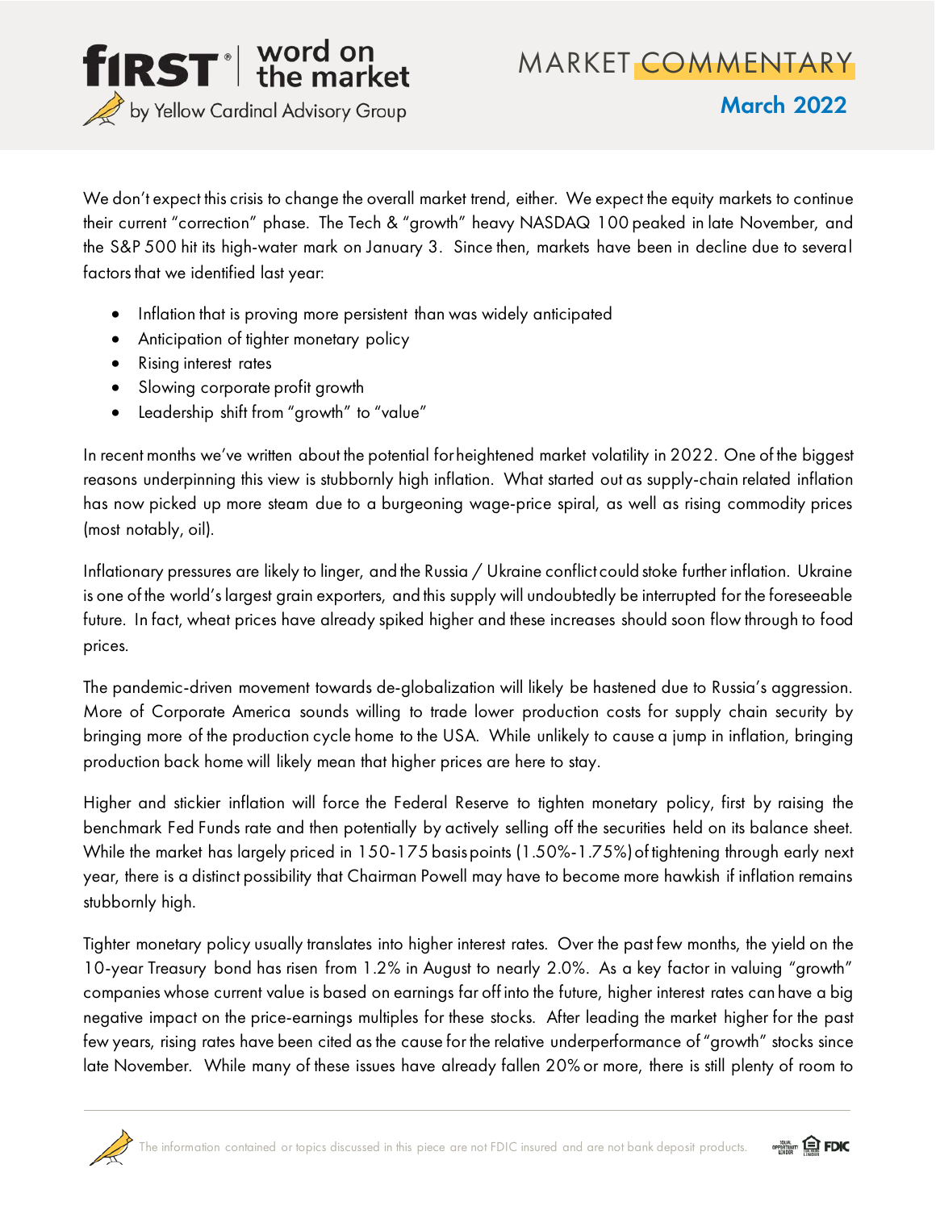We don't expect this crisis to change the overall market trend, either. We expect the equity markets to continue their current "correction" phase. The Tech & "growth" heavy NASDAQ 100 peaked in late November, and the S&P 500 hit its high-water mark on January 3. Since then, markets have been in decline due to several factors that we identified last year:

- Inflation that is proving more persistent than was widely anticipated
- Anticipation of tighter monetary policy
- Rising interest rates
- Slowing corporate profit growth
- Leadership shift from "growth" to "value"

In recent months we've written about the potential for heightened market volatility in 2022. One of the biggest reasons underpinning this view is stubbornly high inflation. What started out as supply-chain related inflation has now picked up more steam due to a burgeoning wage-price spiral, as well as rising commodity prices (most notably, oil).

Inflationary pressures are likely to linger, and the Russia / Ukraine conflict could stoke further inflation. Ukraine is one of the world's largest grain exporters, and this supply will undoubtedly be interrupted for the foreseeable future. In fact, wheat prices have already spiked higher and these increases should soon flow through to food prices.

The pandemic-driven movement towards de-globalization will likely be hastened due to Russia's aggression. More of Corporate America sounds willing to trade lower production costs for supply chain security by bringing more of the production cycle home to the USA. While unlikely to cause a jump in inflation, bringing production back home will likely mean that higher prices are here to stay.

Higher and stickier inflation will force the Federal Reserve to tighten monetary policy, first by raising the benchmark Fed Funds rate and then potentially by actively selling off the securities held on its balance sheet. While the market has largely priced in 150-175 basis points (1.50%-1.75%) of tightening through early next year, there is a distinct possibility that Chairman Powell may have to become more hawkish if inflation remains stubbornly high.

Tighter monetary policy usually translates into higher interest rates. Over the past few months, the yield on the 10-year Treasury bond has risen from 1.2% in August to nearly 2.0%. As a key factor in valuing "growth" companies whose current value is based on earnings far off into the future, higher interest rates can have a big negative impact on the price-earnings multiples for these stocks. After leading the market higher for the past few years, rising rates have been cited as the cause for the relative underperformance of "growth" stocks since late November. While many of these issues have already fallen 20% or more, there is still plenty of room to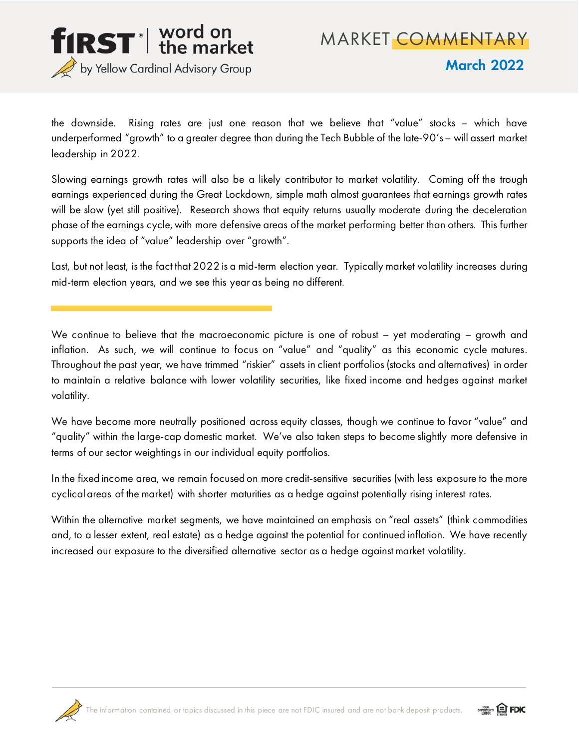the downside. Rising rates are just one reason that we believe that "value" stocks – which have underperformed "growth" to a greater degree than during the Tech Bubble of the late-90's – will assert market leadership in 2022.

Slowing earnings growth rates will also be a likely contributor to market volatility. Coming off the trough earnings experienced during the Great Lockdown, simple math almost guarantees that earnings growth rates will be slow (yet still positive). Research shows that equity returns usually moderate during the deceleration phase of the earnings cycle, with more defensive areas of the market performing better than others. This further supports the idea of "value" leadership over "growth".

Last, but not least, is the fact that 2022 is a mid-term election year. Typically market volatility increases during mid-term election years, and we see this year as being no different.

---

We continue to believe that the macroeconomic picture is one of robust – yet moderating – growth and inflation. As such, we will continue to focus on "value" and "quality" as this economic cycle matures. Throughout the past year, we have trimmed "riskier" assets in client portfolios (stocks and alternatives) in order to maintain a relative balance with lower volatility securities, like fixed income and hedges against market volatility.

We have become more neutrally positioned across equity classes, though we continue to favor "value" and "quality" within the large-cap domestic market. We've also taken steps to become slightly more defensive in terms of our sector weightings in our individual equity portfolios.

In the fixed income area, we remain focused on more credit-sensitive securities (with less exposure to the more cyclical areas of the market) with shorter maturities as a hedge against potentially rising interest rates.

Within the alternative market segments, we have maintained an emphasis on "real assets" (think commodities and, to a lesser extent, real estate) as a hedge against the potential for continued inflation. We have recently increased our exposure to the diversified alternative sector as a hedge against market volatility.

The information contained or topics discussed in this piece are not FDIC insured and are not bank deposit products.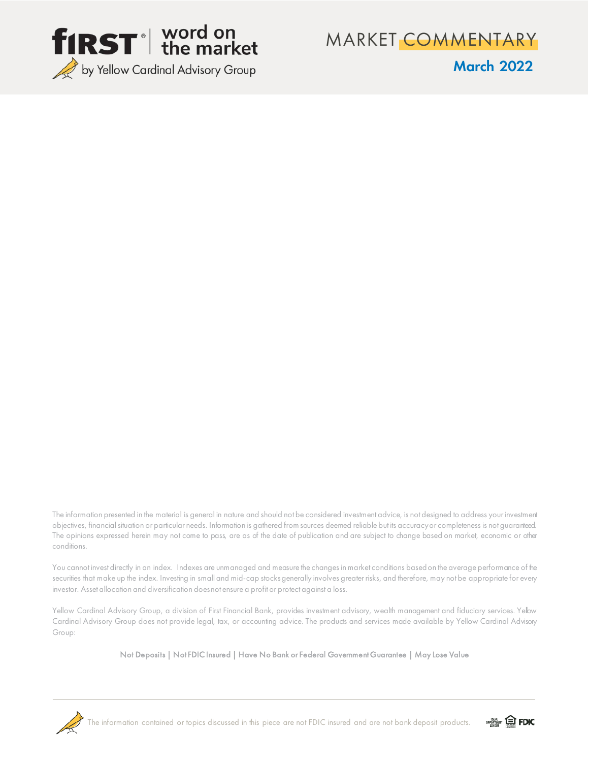# MARKET COMMENTARY

## March 2022

The information presented in the material is general in nature and should not be considered investment advice, is not designed to address your investment objectives, financial situation or particular needs. Information is gathered from sources deemed reliable but its accuracy or completeness is not guaranteed. The opinions expressed herein may not come to pass, are as of the date of publication and are subject to change based on market, economic or other conditions.

You cannot invest directly in an index. Indexes are unmanaged and measure the changes in market conditions based on the average performance of the securities that make up the index. Investing in small and mid-cap stocks generally involves greater risks, and therefore, may not be appropriate for every investor. Asset allocation and diversification does not ensure a profit or protect against a loss.

Yellow Cardinal Advisory Group, a division of First Financial Bank, provides investment advisory, wealth management and fiduciary services. Yellow Cardinal Advisory Group does not provide legal, tax, or accounting advice. The products and services made available by Yellow Cardinal Advisory Group:

Not Deposits | Not FDIC Insured | Have No Bank or Federal Government Guarantee | May Lose Value

The information contained or topics discussed in this piece are not FDIC insured and are not bank deposit products.